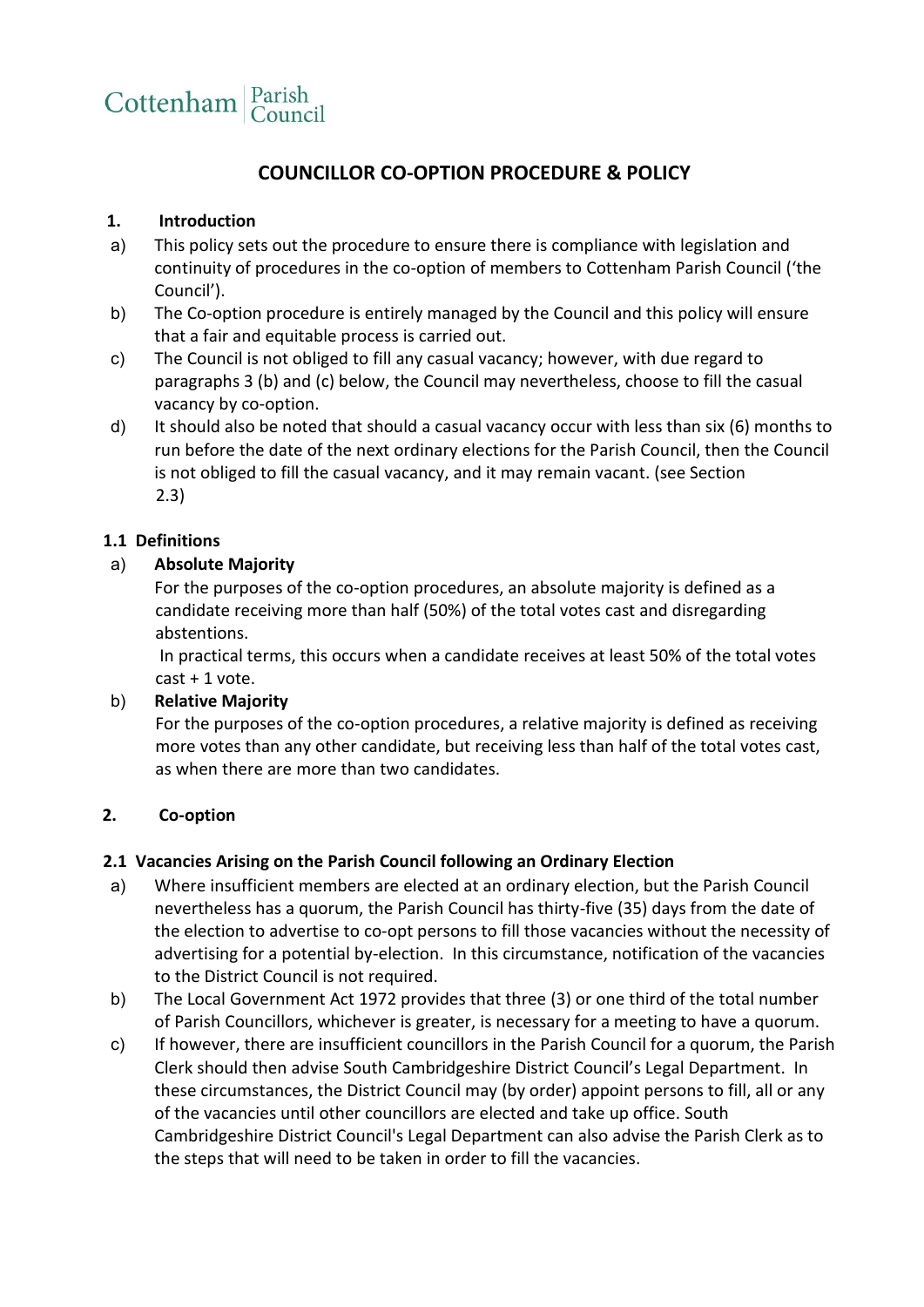Cottenham | Parish Council

# COUNCILLOR CO-OPTION PROCEDURE & POLICY

## 1. Introduction

a) This policy sets out the procedure to ensure there is compliance with legislation and continuity of procedures in the co-option of members to Cottenham Parish Council ('the Council').

b) The Co-option procedure is entirely managed by the Council and this policy will ensure that a fair and equitable process is carried out.

c) The Council is not obliged to fill any casual vacancy; however, with due regard to paragraphs 3 (b) and (c) below, the Council may nevertheless, choose to fill the casual vacancy by co-option.

d) It should also be noted that should a casual vacancy occur with less than six (6) months to run before the date of the next ordinary elections for the Parish Council, then the Council is not obliged to fill the casual vacancy, and it may remain vacant. (see Section 2.3)

### 1.1 Definitions

a) **Absolute Majority**

For the purposes of the co-option procedures, an absolute majority is defined as a candidate receiving more than half (50%) of the total votes cast and disregarding abstentions.

In practical terms, this occurs when a candidate receives at least 50% of the total votes cast + 1 vote.

b) **Relative Majority**

For the purposes of the co-option procedures, a relative majority is defined as receiving more votes than any other candidate, but receiving less than half of the total votes cast, as when there are more than two candidates.

## 2. Co-option

### 2.1 Vacancies Arising on the Parish Council following an Ordinary Election

a) Where insufficient members are elected at an ordinary election, but the Parish Council nevertheless has a quorum, the Parish Council has thirty-five (35) days from the date of the election to advertise to co-opt persons to fill those vacancies without the necessity of advertising for a potential by-election. In this circumstance, notification of the vacancies to the District Council is not required.

b) The Local Government Act 1972 provides that three (3) or one third of the total number of Parish Councillors, whichever is greater, is necessary for a meeting to have a quorum.

c) If however, there are insufficient councillors in the Parish Council for a quorum, the Parish Clerk should then advise South Cambridgeshire District Council's Legal Department. In these circumstances, the District Council may (by order) appoint persons to fill, all or any of the vacancies until other councillors are elected and take up office. South Cambridgeshire District Council's Legal Department can also advise the Parish Clerk as to the steps that will need to be taken in order to fill the vacancies.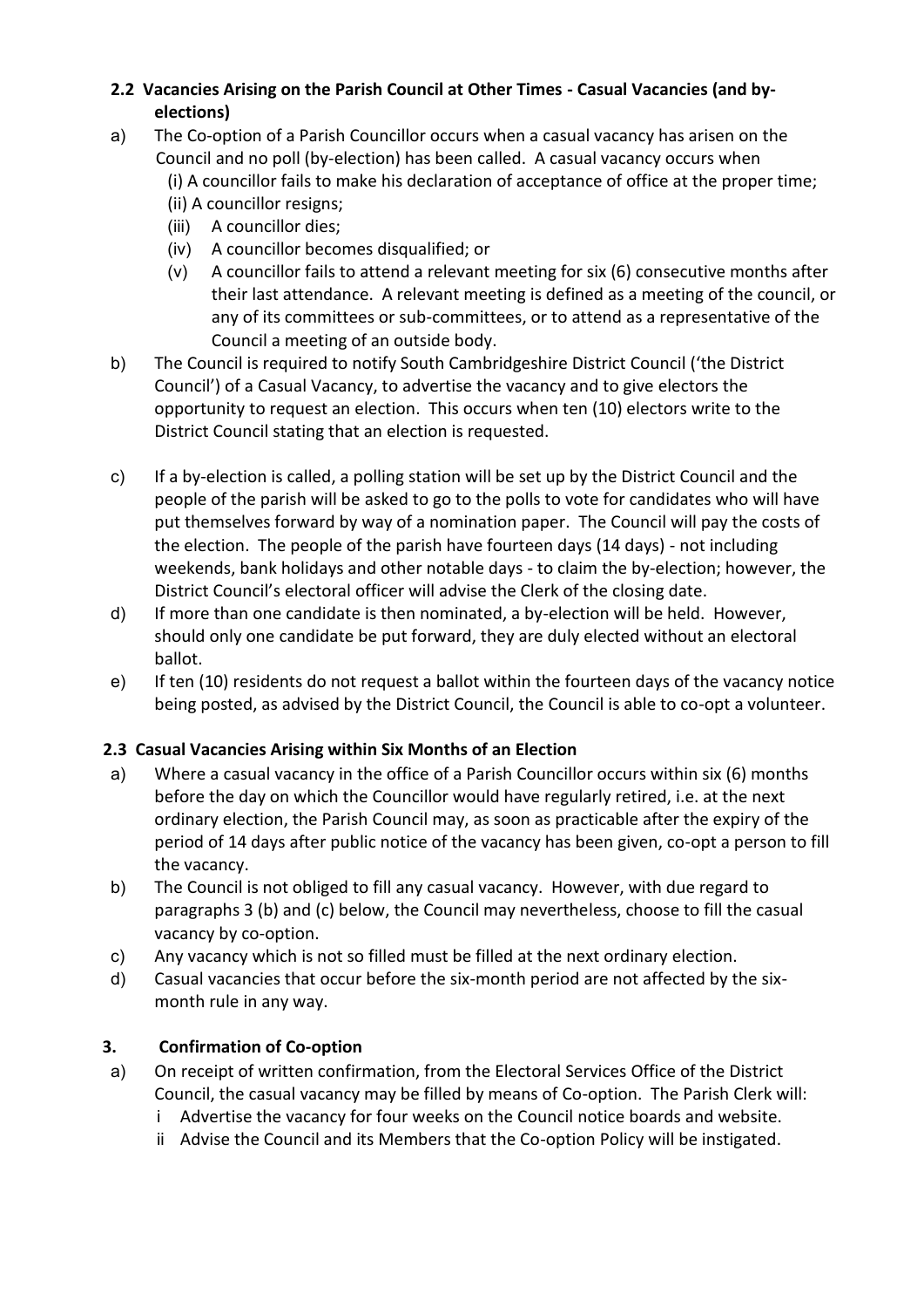### 2.2 Vacancies Arising on the Parish Council at Other Times - Casual Vacancies (and by-elections)

a) The Co-option of a Parish Councillor occurs when a casual vacancy has arisen on the Council and no poll (by-election) has been called. A casual vacancy occurs when
   (i) A councillor fails to make his declaration of acceptance of office at the proper time;
   (ii) A councillor resigns;
   (iii) A councillor dies;
   (iv) A councillor becomes disqualified; or
   (v) A councillor fails to attend a relevant meeting for six (6) consecutive months after their last attendance. A relevant meeting is defined as a meeting of the council, or any of its committees or sub-committees, or to attend as a representative of the Council a meeting of an outside body.

b) The Council is required to notify South Cambridgeshire District Council ('the District Council') of a Casual Vacancy, to advertise the vacancy and to give electors the opportunity to request an election. This occurs when ten (10) electors write to the District Council stating that an election is requested.

c) If a by-election is called, a polling station will be set up by the District Council and the people of the parish will be asked to go to the polls to vote for candidates who will have put themselves forward by way of a nomination paper. The Council will pay the costs of the election. The people of the parish have fourteen days (14 days) - not including weekends, bank holidays and other notable days - to claim the by-election; however, the District Council's electoral officer will advise the Clerk of the closing date.

d) If more than one candidate is then nominated, a by-election will be held. However, should only one candidate be put forward, they are duly elected without an electoral ballot.

e) If ten (10) residents do not request a ballot within the fourteen days of the vacancy notice being posted, as advised by the District Council, the Council is able to co-opt a volunteer.

### 2.3 Casual Vacancies Arising within Six Months of an Election

a) Where a casual vacancy in the office of a Parish Councillor occurs within six (6) months before the day on which the Councillor would have regularly retired, i.e. at the next ordinary election, the Parish Council may, as soon as practicable after the expiry of the period of 14 days after public notice of the vacancy has been given, co-opt a person to fill the vacancy.

b) The Council is not obliged to fill any casual vacancy. However, with due regard to paragraphs 3 (b) and (c) below, the Council may nevertheless, choose to fill the casual vacancy by co-option.

c) Any vacancy which is not so filled must be filled at the next ordinary election.

d) Casual vacancies that occur before the six-month period are not affected by the six-month rule in any way.

### 3. Confirmation of Co-option

a) On receipt of written confirmation, from the Electoral Services Office of the District Council, the casual vacancy may be filled by means of Co-option. The Parish Clerk will:
   i Advertise the vacancy for four weeks on the Council notice boards and website.
   ii Advise the Council and its Members that the Co-option Policy will be instigated.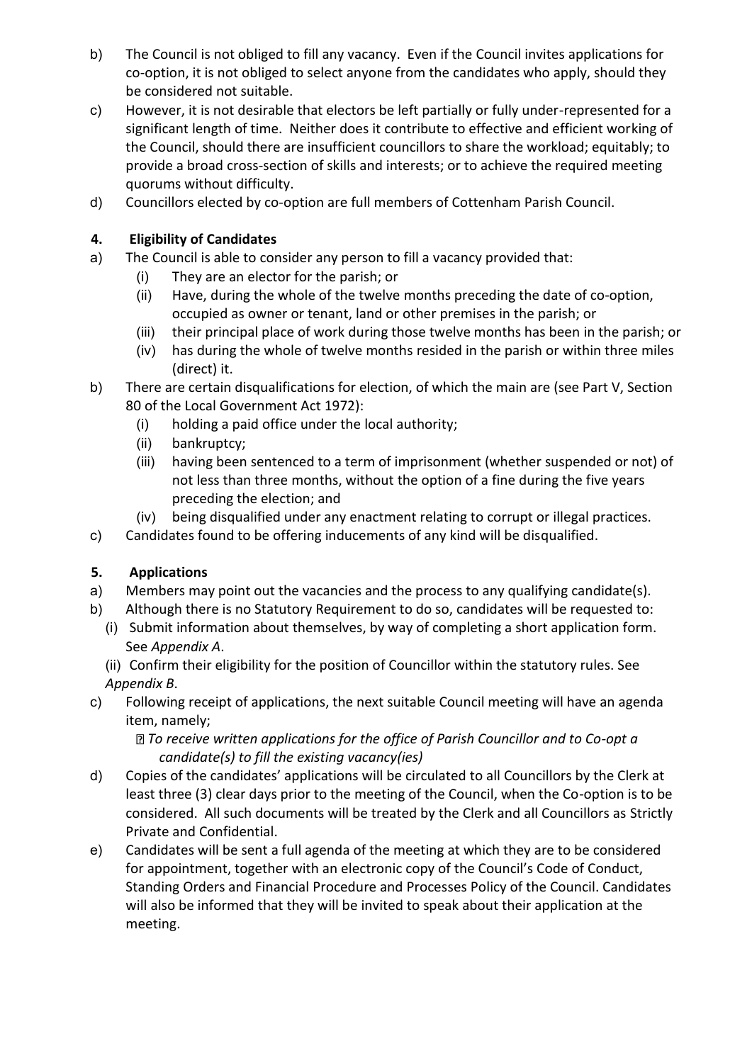b) The Council is not obliged to fill any vacancy. Even if the Council invites applications for co-option, it is not obliged to select anyone from the candidates who apply, should they be considered not suitable.

c) However, it is not desirable that electors be left partially or fully under-represented for a significant length of time. Neither does it contribute to effective and efficient working of the Council, should there are insufficient councillors to share the workload; equitably; to provide a broad cross-section of skills and interests; or to achieve the required meeting quorums without difficulty.

d) Councillors elected by co-option are full members of Cottenham Parish Council.

### 4. Eligibility of Candidates

a) The Council is able to consider any person to fill a vacancy provided that:

   (i) They are an elector for the parish; or

   (ii) Have, during the whole of the twelve months preceding the date of co-option, occupied as owner or tenant, land or other premises in the parish; or

   (iii) their principal place of work during those twelve months has been in the parish; or

   (iv) has during the whole of twelve months resided in the parish or within three miles (direct) it.

b) There are certain disqualifications for election, of which the main are (see Part V, Section 80 of the Local Government Act 1972):

   (i) holding a paid office under the local authority;

   (ii) bankruptcy;

   (iii) having been sentenced to a term of imprisonment (whether suspended or not) of not less than three months, without the option of a fine during the five years preceding the election; and

   (iv) being disqualified under any enactment relating to corrupt or illegal practices.

c) Candidates found to be offering inducements of any kind will be disqualified.

### 5. Applications

a) Members may point out the vacancies and the process to any qualifying candidate(s).

b) Although there is no Statutory Requirement to do so, candidates will be requested to:

   (i) Submit information about themselves, by way of completing a short application form. See *Appendix A*.

   (ii) Confirm their eligibility for the position of Councillor within the statutory rules. See *Appendix B*.

c) Following receipt of applications, the next suitable Council meeting will have an agenda item, namely;

   - *To receive written applications for the office of Parish Councillor and to Co-opt a candidate(s) to fill the existing vacancy(ies)*

d) Copies of the candidates' applications will be circulated to all Councillors by the Clerk at least three (3) clear days prior to the meeting of the Council, when the Co-option is to be considered. All such documents will be treated by the Clerk and all Councillors as Strictly Private and Confidential.

e) Candidates will be sent a full agenda of the meeting at which they are to be considered for appointment, together with an electronic copy of the Council's Code of Conduct, Standing Orders and Financial Procedure and Processes Policy of the Council. Candidates will also be informed that they will be invited to speak about their application at the meeting.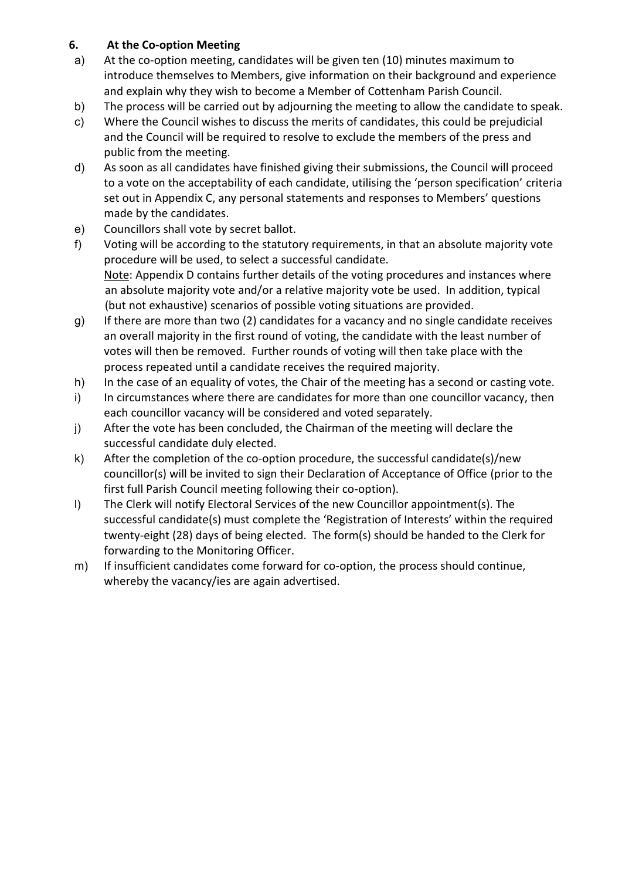## 6. At the Co-option Meeting

a) At the co-option meeting, candidates will be given ten (10) minutes maximum to introduce themselves to Members, give information on their background and experience and explain why they wish to become a Member of Cottenham Parish Council.

b) The process will be carried out by adjourning the meeting to allow the candidate to speak.

c) Where the Council wishes to discuss the merits of candidates, this could be prejudicial and the Council will be required to resolve to exclude the members of the press and public from the meeting.

d) As soon as all candidates have finished giving their submissions, the Council will proceed to a vote on the acceptability of each candidate, utilising the 'person specification' criteria set out in Appendix C, any personal statements and responses to Members' questions made by the candidates.

e) Councillors shall vote by secret ballot.

f) Voting will be according to the statutory requirements, in that an absolute majority vote procedure will be used, to select a successful candidate.
<u>Note</u>: Appendix D contains further details of the voting procedures and instances where an absolute majority vote and/or a relative majority vote be used. In addition, typical (but not exhaustive) scenarios of possible voting situations are provided.

g) If there are more than two (2) candidates for a vacancy and no single candidate receives an overall majority in the first round of voting, the candidate with the least number of votes will then be removed. Further rounds of voting will then take place with the process repeated until a candidate receives the required majority.

h) In the case of an equality of votes, the Chair of the meeting has a second or casting vote.

i) In circumstances where there are candidates for more than one councillor vacancy, then each councillor vacancy will be considered and voted separately.

j) After the vote has been concluded, the Chairman of the meeting will declare the successful candidate duly elected.

k) After the completion of the co-option procedure, the successful candidate(s)/new councillor(s) will be invited to sign their Declaration of Acceptance of Office (prior to the first full Parish Council meeting following their co-option).

l) The Clerk will notify Electoral Services of the new Councillor appointment(s). The successful candidate(s) must complete the 'Registration of Interests' within the required twenty-eight (28) days of being elected. The form(s) should be handed to the Clerk for forwarding to the Monitoring Officer.

m) If insufficient candidates come forward for co-option, the process should continue, whereby the vacancy/ies are again advertised.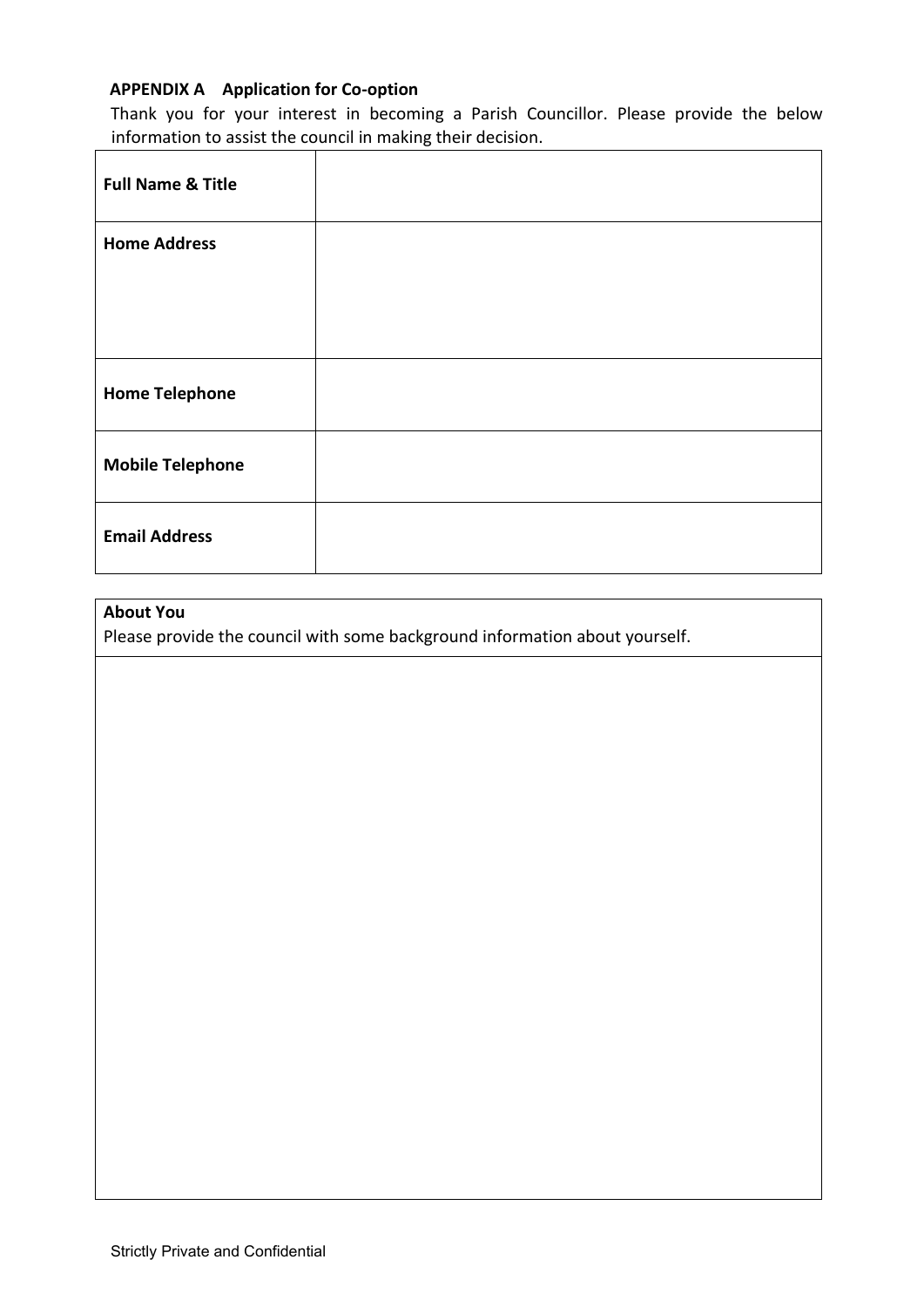**APPENDIX A Application for Co-option**

Thank you for your interest in becoming a Parish Councillor. Please provide the below information to assist the council in making their decision.

| **Full Name & Title** | |
|---|---|
| **Home Address** | |
| **Home Telephone** | |
| **Mobile Telephone** | |
| **Email Address** | |

| **About You** Please provide the council with some background information about yourself. |
|---|
| |

Strictly Private and Confidential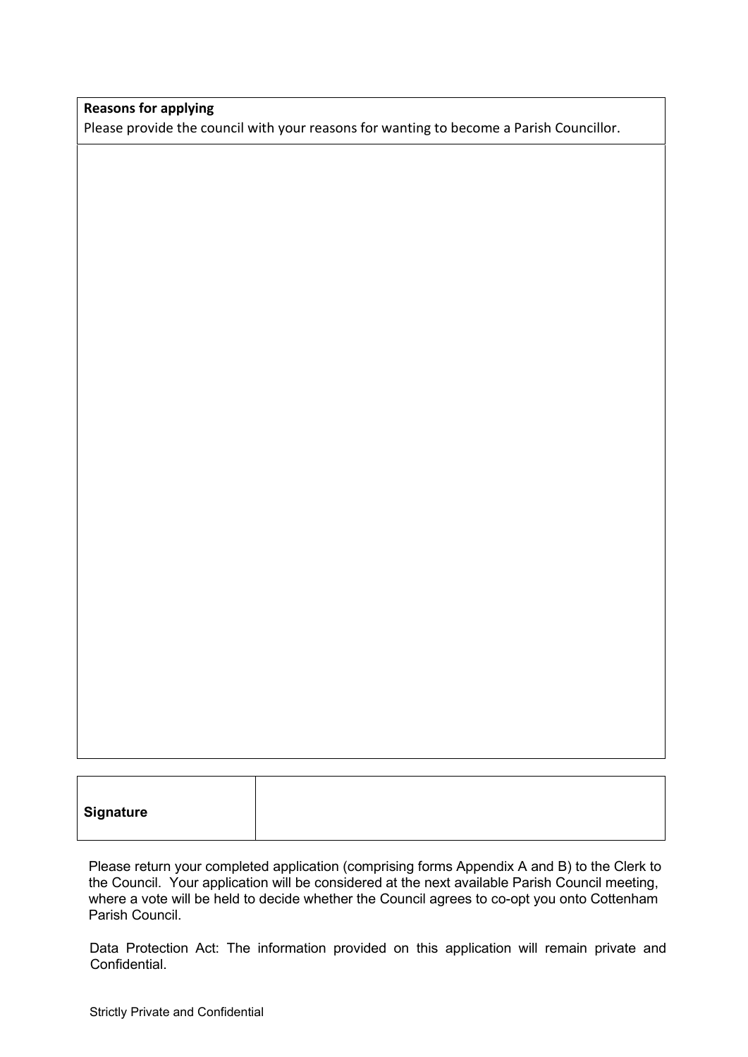| **Reasons for applying**<br>Please provide the council with your reasons for wanting to become a Parish Councillor. |
| --- |
| |

| **Signature** | |
| --- | --- |

Please return your completed application (comprising forms Appendix A and B) to the Clerk to the Council. Your application will be considered at the next available Parish Council meeting, where a vote will be held to decide whether the Council agrees to co-opt you onto Cottenham Parish Council.

Data Protection Act: The information provided on this application will remain private and Confidential.

Strictly Private and Confidential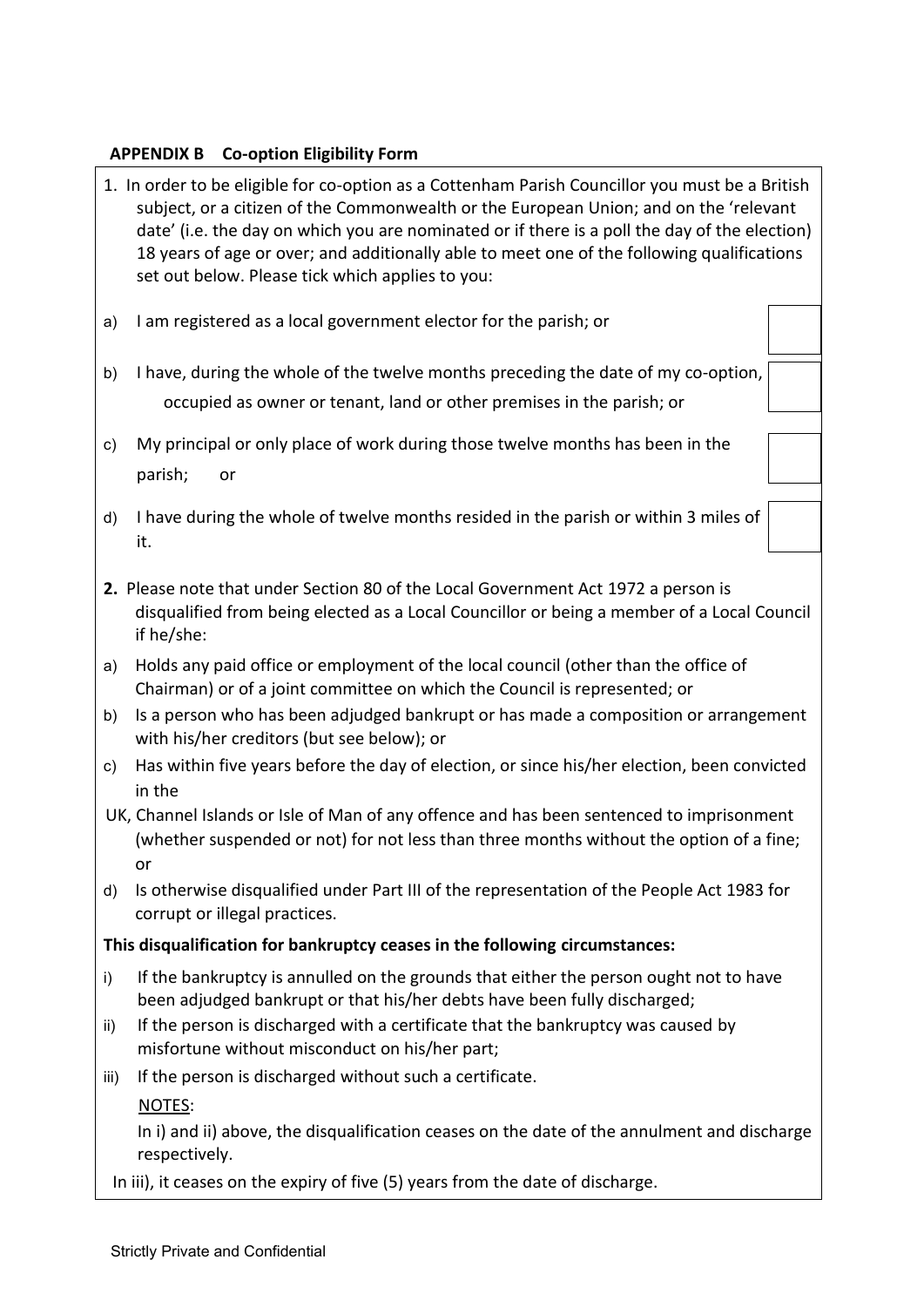**APPENDIX B Co-option Eligibility Form**

1. In order to be eligible for co-option as a Cottenham Parish Councillor you must be a British subject, or a citizen of the Commonwealth or the European Union; and on the 'relevant date' (i.e. the day on which you are nominated or if there is a poll the day of the election) 18 years of age or over; and additionally able to meet one of the following qualifications set out below. Please tick which applies to you:

a) I am registered as a local government elector for the parish; or ☐

b) I have, during the whole of the twelve months preceding the date of my co-option, occupied as owner or tenant, land or other premises in the parish; or ☐

c) My principal or only place of work during those twelve months has been in the parish; or ☐

d) I have during the whole of twelve months resided in the parish or within 3 miles of it. ☐

**2.** Please note that under Section 80 of the Local Government Act 1972 a person is disqualified from being elected as a Local Councillor or being a member of a Local Council if he/she:

a) Holds any paid office or employment of the local council (other than the office of Chairman) or of a joint committee on which the Council is represented; or

b) Is a person who has been adjudged bankrupt or has made a composition or arrangement with his/her creditors (but see below); or

c) Has within five years before the day of election, or since his/her election, been convicted in the UK, Channel Islands or Isle of Man of any offence and has been sentenced to imprisonment (whether suspended or not) for not less than three months without the option of a fine; or

d) Is otherwise disqualified under Part III of the representation of the People Act 1983 for corrupt or illegal practices.

**This disqualification for bankruptcy ceases in the following circumstances:**

i) If the bankruptcy is annulled on the grounds that either the person ought not to have been adjudged bankrupt or that his/her debts have been fully discharged;

ii) If the person is discharged with a certificate that the bankruptcy was caused by misfortune without misconduct on his/her part;

iii) If the person is discharged without such a certificate.

NOTES:

In i) and ii) above, the disqualification ceases on the date of the annulment and discharge respectively.

In iii), it ceases on the expiry of five (5) years from the date of discharge.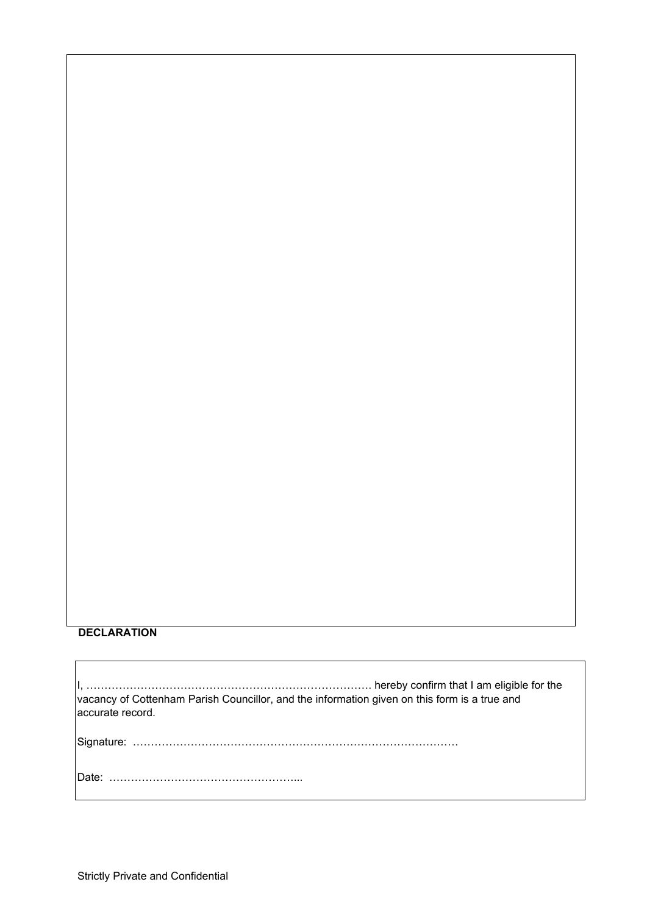**DECLARATION**

I, ………………………………………………………………………. hereby confirm that I am eligible for the vacancy of Cottenham Parish Councillor, and the information given on this form is a true and accurate record.

Signature: ……………………………………………………………………………

Date: ……………………………………………...

Strictly Private and Confidential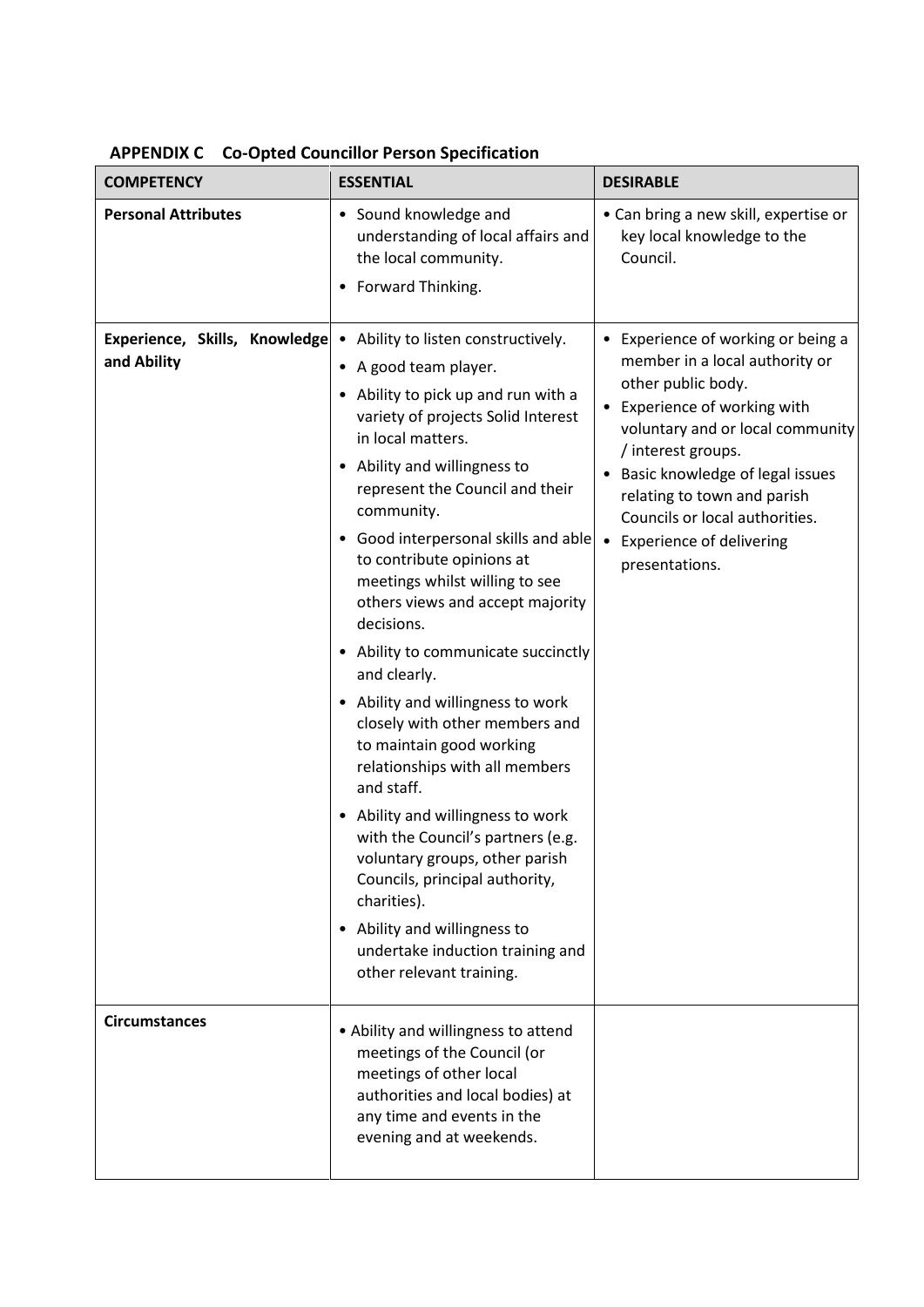**APPENDIX C Co-Opted Councillor Person Specification**

| COMPETENCY | ESSENTIAL | DESIRABLE |
|---|---|---|
| **Personal Attributes** | • Sound knowledge and understanding of local affairs and the local community.<br>• Forward Thinking. | • Can bring a new skill, expertise or key local knowledge to the Council. |
| **Experience, Skills, Knowledge and Ability** | • Ability to listen constructively.<br>• A good team player.<br>• Ability to pick up and run with a variety of projects Solid Interest in local matters.<br>• Ability and willingness to represent the Council and their community.<br>• Good interpersonal skills and able to contribute opinions at meetings whilst willing to see others views and accept majority decisions.<br>• Ability to communicate succinctly and clearly.<br>• Ability and willingness to work closely with other members and to maintain good working relationships with all members and staff.<br>• Ability and willingness to work with the Council's partners (e.g. voluntary groups, other parish Councils, principal authority, charities).<br>• Ability and willingness to undertake induction training and other relevant training. | • Experience of working or being a member in a local authority or other public body.<br>• Experience of working with voluntary and or local community / interest groups.<br>• Basic knowledge of legal issues relating to town and parish Councils or local authorities.<br>• Experience of delivering presentations. |
| **Circumstances** | • Ability and willingness to attend meetings of the Council (or meetings of other local authorities and local bodies) at any time and events in the evening and at weekends. | |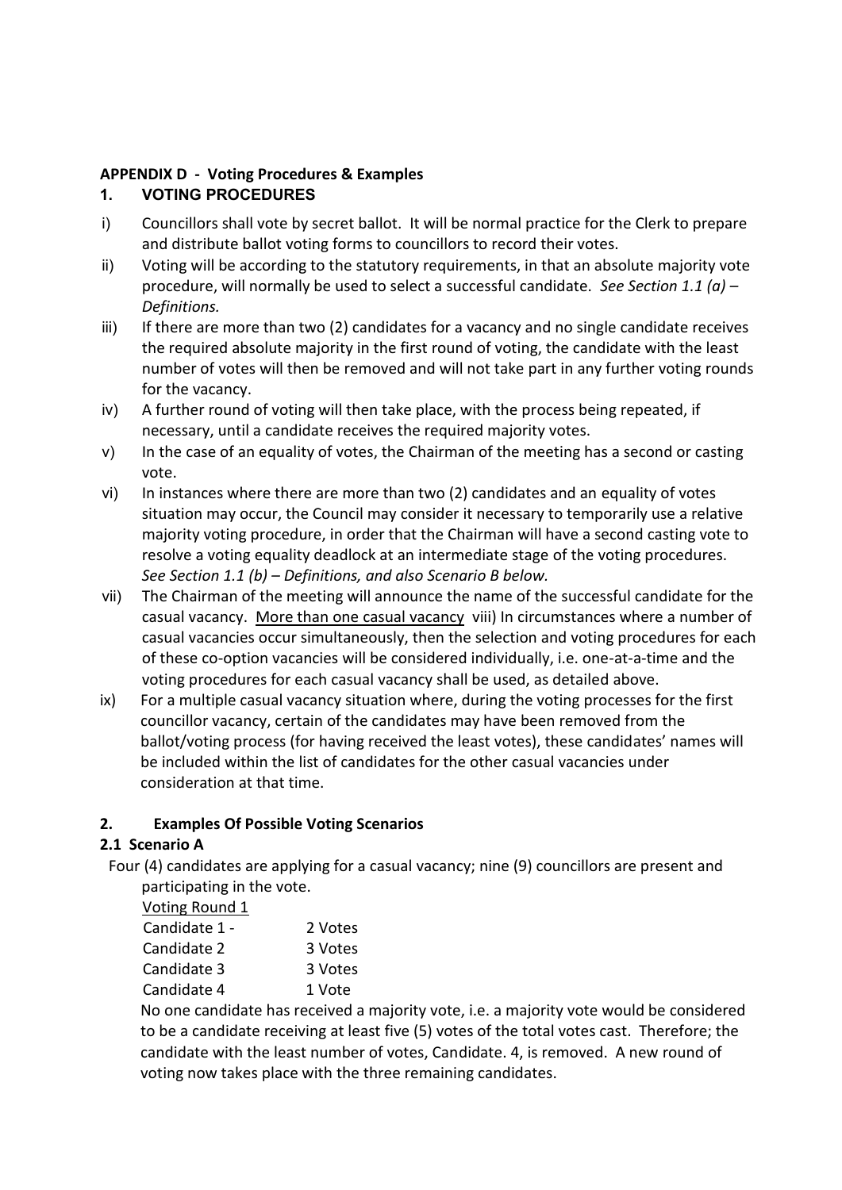**APPENDIX D - Voting Procedures & Examples**

## 1. VOTING PROCEDURES

i) Councillors shall vote by secret ballot. It will be normal practice for the Clerk to prepare and distribute ballot voting forms to councillors to record their votes.

ii) Voting will be according to the statutory requirements, in that an absolute majority vote procedure, will normally be used to select a successful candidate. *See Section 1.1 (a) – Definitions.*

iii) If there are more than two (2) candidates for a vacancy and no single candidate receives the required absolute majority in the first round of voting, the candidate with the least number of votes will then be removed and will not take part in any further voting rounds for the vacancy.

iv) A further round of voting will then take place, with the process being repeated, if necessary, until a candidate receives the required majority votes.

v) In the case of an equality of votes, the Chairman of the meeting has a second or casting vote.

vi) In instances where there are more than two (2) candidates and an equality of votes situation may occur, the Council may consider it necessary to temporarily use a relative majority voting procedure, in order that the Chairman will have a second casting vote to resolve a voting equality deadlock at an intermediate stage of the voting procedures. *See Section 1.1 (b) – Definitions, and also Scenario B below.*

vii) The Chairman of the meeting will announce the name of the successful candidate for the casual vacancy. More than one casual vacancy

viii) In circumstances where a number of casual vacancies occur simultaneously, then the selection and voting procedures for each of these co-option vacancies will be considered individually, i.e. one-at-a-time and the voting procedures for each casual vacancy shall be used, as detailed above.

ix) For a multiple casual vacancy situation where, during the voting processes for the first councillor vacancy, certain of the candidates may have been removed from the ballot/voting process (for having received the least votes), these candidates' names will be included within the list of candidates for the other casual vacancies under consideration at that time.

## 2. Examples Of Possible Voting Scenarios

### 2.1 Scenario A

Four (4) candidates are applying for a casual vacancy; nine (9) councillors are present and participating in the vote.

Voting Round 1

| | |
|---|---|
| Candidate 1 - | 2 Votes |
| Candidate 2 | 3 Votes |
| Candidate 3 | 3 Votes |
| Candidate 4 | 1 Vote |

No one candidate has received a majority vote, i.e. a majority vote would be considered to be a candidate receiving at least five (5) votes of the total votes cast. Therefore; the candidate with the least number of votes, Candidate. 4, is removed. A new round of voting now takes place with the three remaining candidates.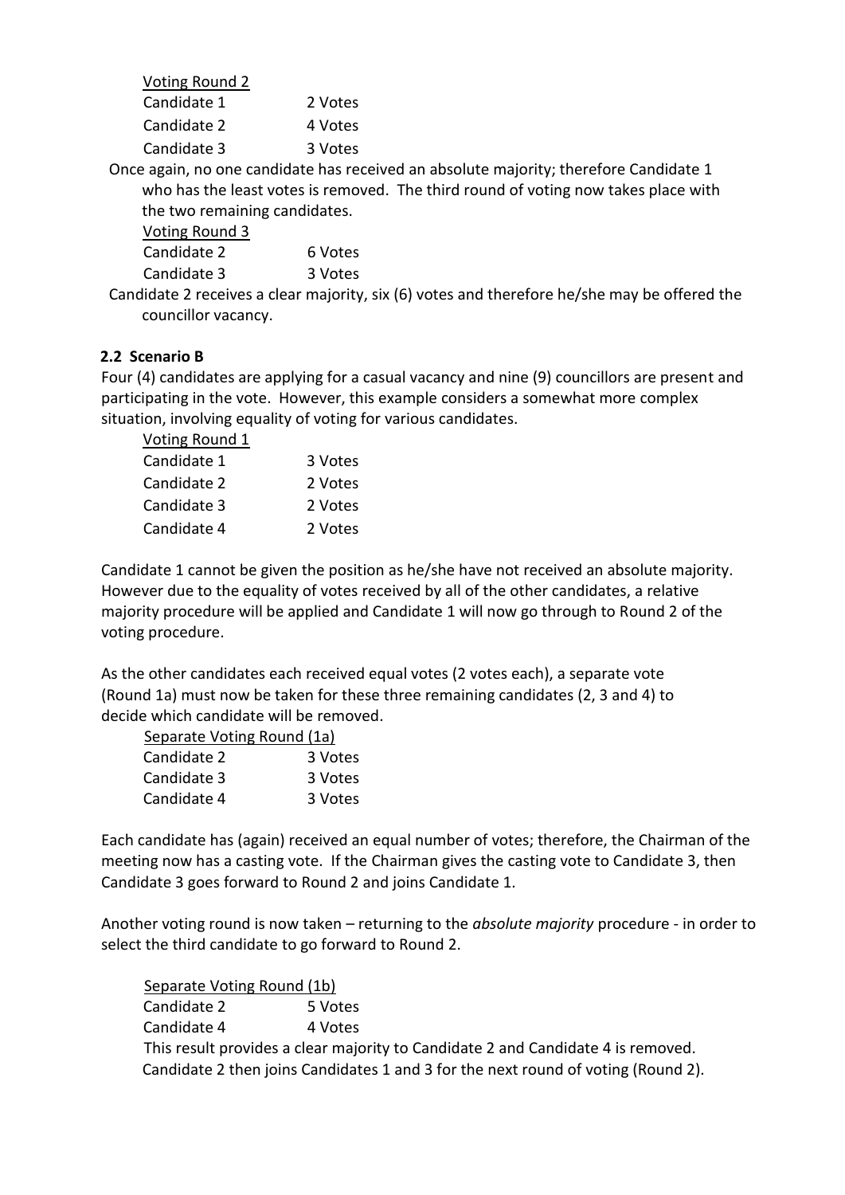Voting Round 2

| | |
|---|---|
| Candidate 1 | 2 Votes |
| Candidate 2 | 4 Votes |
| Candidate 3 | 3 Votes |

Once again, no one candidate has received an absolute majority; therefore Candidate 1 who has the least votes is removed. The third round of voting now takes place with the two remaining candidates.

Voting Round 3

| | |
|---|---|
| Candidate 2 | 6 Votes |
| Candidate 3 | 3 Votes |

Candidate 2 receives a clear majority, six (6) votes and therefore he/she may be offered the councillor vacancy.

### 2.2 Scenario B

Four (4) candidates are applying for a casual vacancy and nine (9) councillors are present and participating in the vote. However, this example considers a somewhat more complex situation, involving equality of voting for various candidates.

Voting Round 1

| | |
|---|---|
| Candidate 1 | 3 Votes |
| Candidate 2 | 2 Votes |
| Candidate 3 | 2 Votes |
| Candidate 4 | 2 Votes |

Candidate 1 cannot be given the position as he/she have not received an absolute majority. However due to the equality of votes received by all of the other candidates, a relative majority procedure will be applied and Candidate 1 will now go through to Round 2 of the voting procedure.

As the other candidates each received equal votes (2 votes each), a separate vote (Round 1a) must now be taken for these three remaining candidates (2, 3 and 4) to decide which candidate will be removed.

Separate Voting Round (1a)

| | |
|---|---|
| Candidate 2 | 3 Votes |
| Candidate 3 | 3 Votes |
| Candidate 4 | 3 Votes |

Each candidate has (again) received an equal number of votes; therefore, the Chairman of the meeting now has a casting vote. If the Chairman gives the casting vote to Candidate 3, then Candidate 3 goes forward to Round 2 and joins Candidate 1.

Another voting round is now taken – returning to the *absolute majority* procedure - in order to select the third candidate to go forward to Round 2.

Separate Voting Round (1b)

| | |
|---|---|
| Candidate 2 | 5 Votes |
| Candidate 4 | 4 Votes |

This result provides a clear majority to Candidate 2 and Candidate 4 is removed. Candidate 2 then joins Candidates 1 and 3 for the next round of voting (Round 2).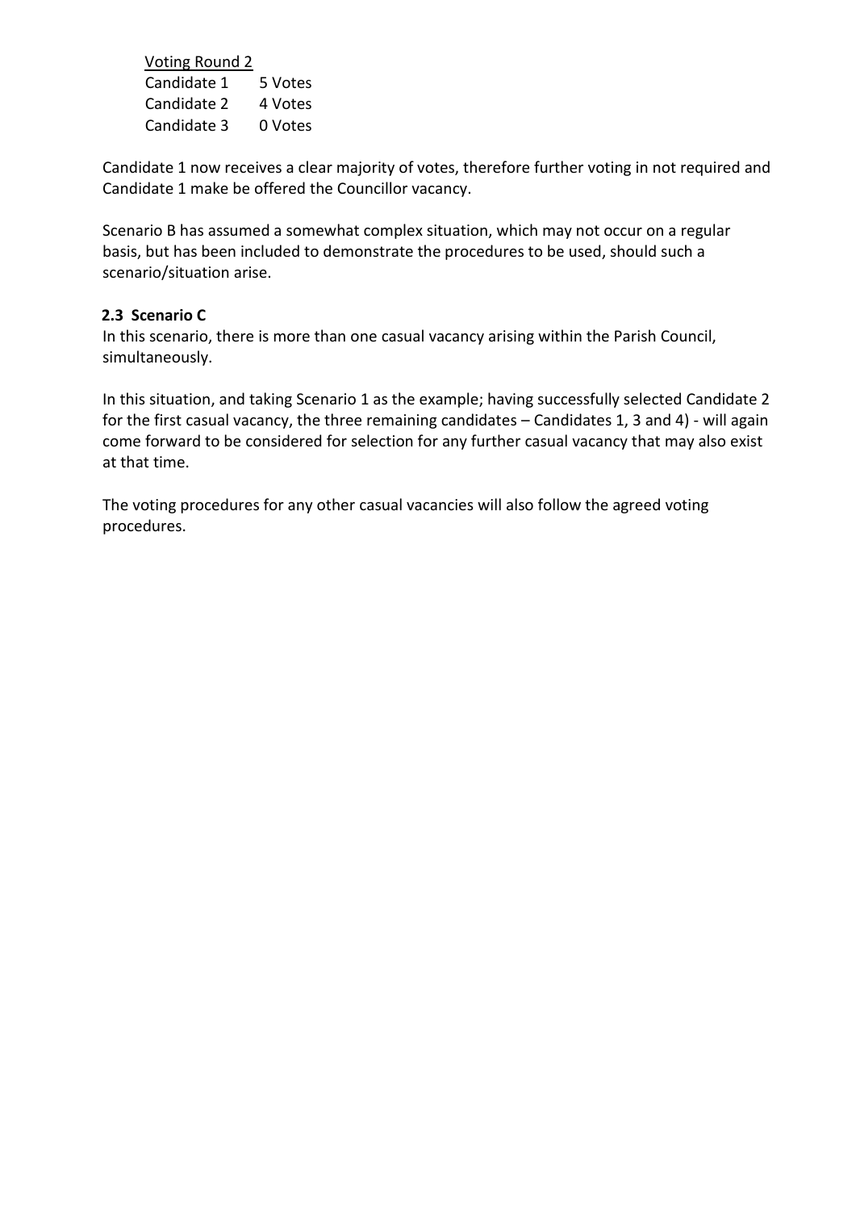Voting Round 2

| | |
|---|---|
| Candidate 1 | 5 Votes |
| Candidate 2 | 4 Votes |
| Candidate 3 | 0 Votes |

Candidate 1 now receives a clear majority of votes, therefore further voting in not required and Candidate 1 make be offered the Councillor vacancy.

Scenario B has assumed a somewhat complex situation, which may not occur on a regular basis, but has been included to demonstrate the procedures to be used, should such a scenario/situation arise.

**2.3 Scenario C**

In this scenario, there is more than one casual vacancy arising within the Parish Council, simultaneously.

In this situation, and taking Scenario 1 as the example; having successfully selected Candidate 2 for the first casual vacancy, the three remaining candidates – Candidates 1, 3 and 4) - will again come forward to be considered for selection for any further casual vacancy that may also exist at that time.

The voting procedures for any other casual vacancies will also follow the agreed voting procedures.